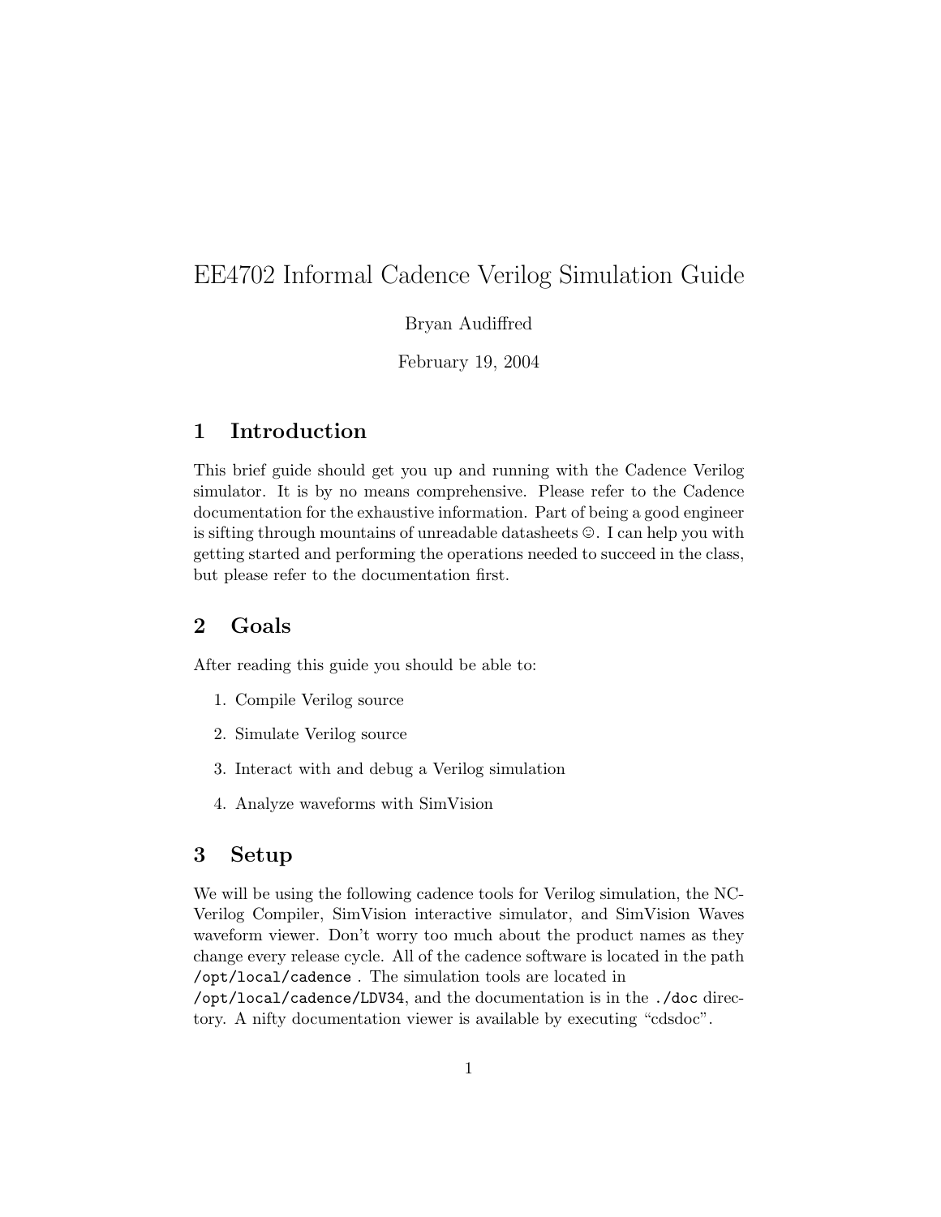# EE4702 Informal Cadence Verilog Simulation Guide

Bryan Audiffred

February 19, 2004

## 1 Introduction

This brief guide should get you up and running with the Cadence Verilog simulator. It is by no means comprehensive. Please refer to the Cadence documentation for the exhaustive information. Part of being a good engineer is sifting through mountains of unreadable datasheets ☺. I can help you with getting started and performing the operations needed to succeed in the class, but please refer to the documentation first.

## 2 Goals

After reading this guide you should be able to:

1. Compile Verilog source
2. Simulate Verilog source
3. Interact with and debug a Verilog simulation
4. Analyze waveforms with SimVision

## 3 Setup

We will be using the following cadence tools for Verilog simulation, the NC-Verilog Compiler, SimVision interactive simulator, and SimVision Waves waveform viewer. Don't worry too much about the product names as they change every release cycle. All of the cadence software is located in the path `/opt/local/cadence` . The simulation tools are located in `/opt/local/cadence/LDV34`, and the documentation is in the `./doc` directory. A nifty documentation viewer is available by executing "cdsdoc".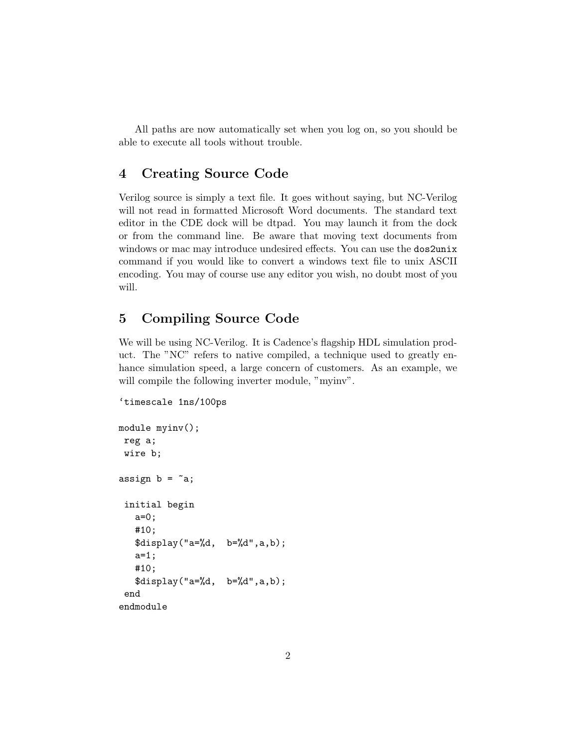All paths are now automatically set when you log on, so you should be able to execute all tools without trouble.

## 4 Creating Source Code

Verilog source is simply a text file. It goes without saying, but NC-Verilog will not read in formatted Microsoft Word documents. The standard text editor in the CDE dock will be dtpad. You may launch it from the dock or from the command line. Be aware that moving text documents from windows or mac may introduce undesired effects. You can use the `dos2unix` command if you would like to convert a windows text file to unix ASCII encoding. You may of course use any editor you wish, no doubt most of you will.

## 5 Compiling Source Code

We will be using NC-Verilog. It is Cadence's flagship HDL simulation product. The "NC" refers to native compiled, a technique used to greatly enhance simulation speed, a large concern of customers. As an example, we will compile the following inverter module, "myinv".

```
`timescale 1ns/100ps

module myinv();
 reg a;
 wire b;

assign b = ~a;

 initial begin
   a=0;
   #10;
   $display("a=%d,  b=%d",a,b);
   a=1;
   #10;
   $display("a=%d,  b=%d",a,b);
 end
endmodule
```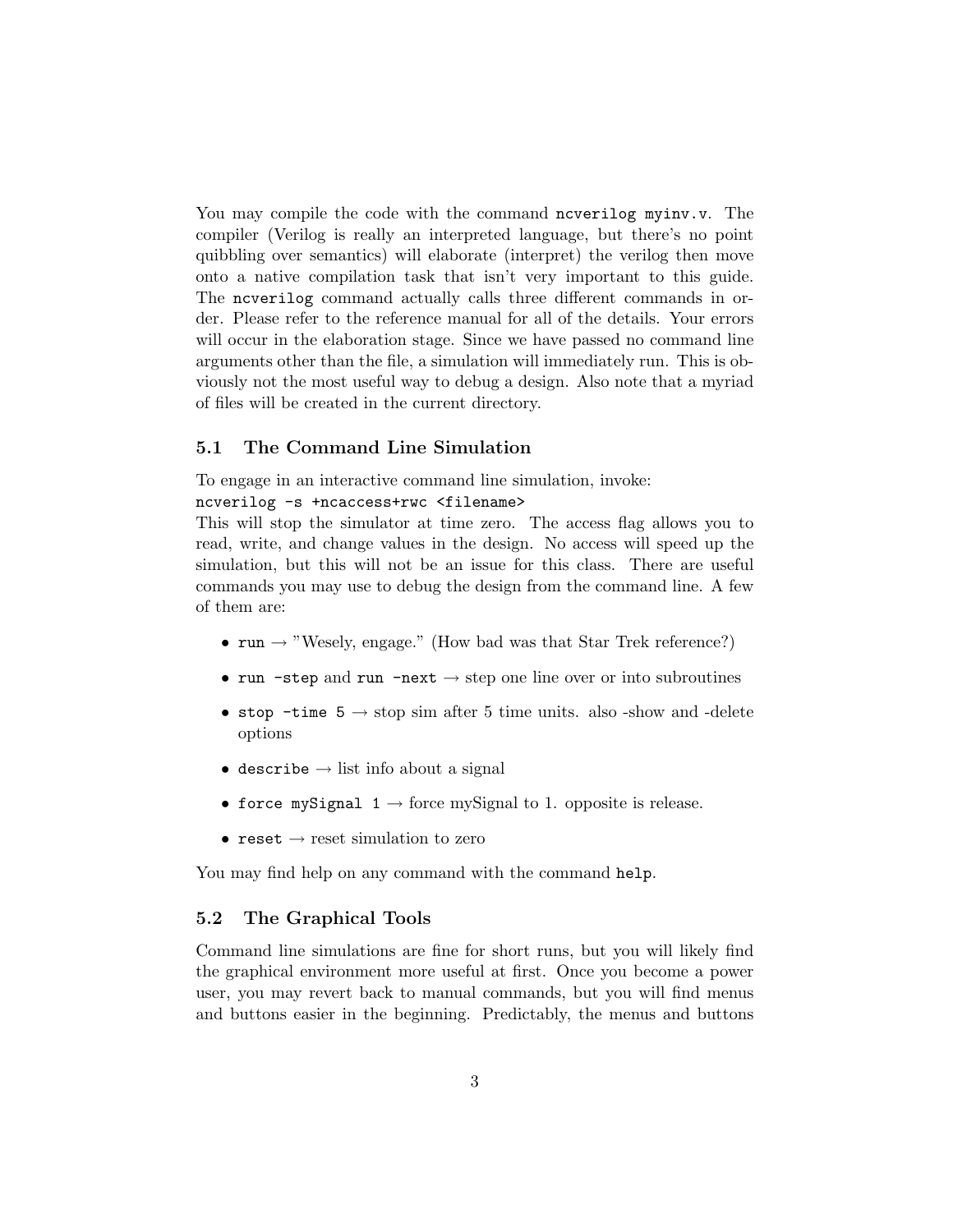You may compile the code with the command `ncverilog myinv.v`. The compiler (Verilog is really an interpreted language, but there's no point quibbling over semantics) will elaborate (interpret) the verilog then move onto a native compilation task that isn't very important to this guide. The `ncverilog` command actually calls three different commands in order. Please refer to the reference manual for all of the details. Your errors will occur in the elaboration stage. Since we have passed no command line arguments other than the file, a simulation will immediately run. This is obviously not the most useful way to debug a design. Also note that a myriad of files will be created in the current directory.

### 5.1 The Command Line Simulation

To engage in an interactive command line simulation, invoke:
`ncverilog -s +ncaccess+rwc <filename>`
This will stop the simulator at time zero. The access flag allows you to read, write, and change values in the design. No access will speed up the simulation, but this will not be an issue for this class. There are useful commands you may use to debug the design from the command line. A few of them are:

- `run` → "Wesely, engage." (How bad was that Star Trek reference?)
- `run -step` and `run -next` → step one line over or into subroutines
- `stop -time 5` → stop sim after 5 time units. also -show and -delete options
- `describe` → list info about a signal
- `force mySignal 1` → force mySignal to 1. opposite is release.
- `reset` → reset simulation to zero

You may find help on any command with the command `help`.

### 5.2 The Graphical Tools

Command line simulations are fine for short runs, but you will likely find the graphical environment more useful at first. Once you become a power user, you may revert back to manual commands, but you will find menus and buttons easier in the beginning. Predictably, the menus and buttons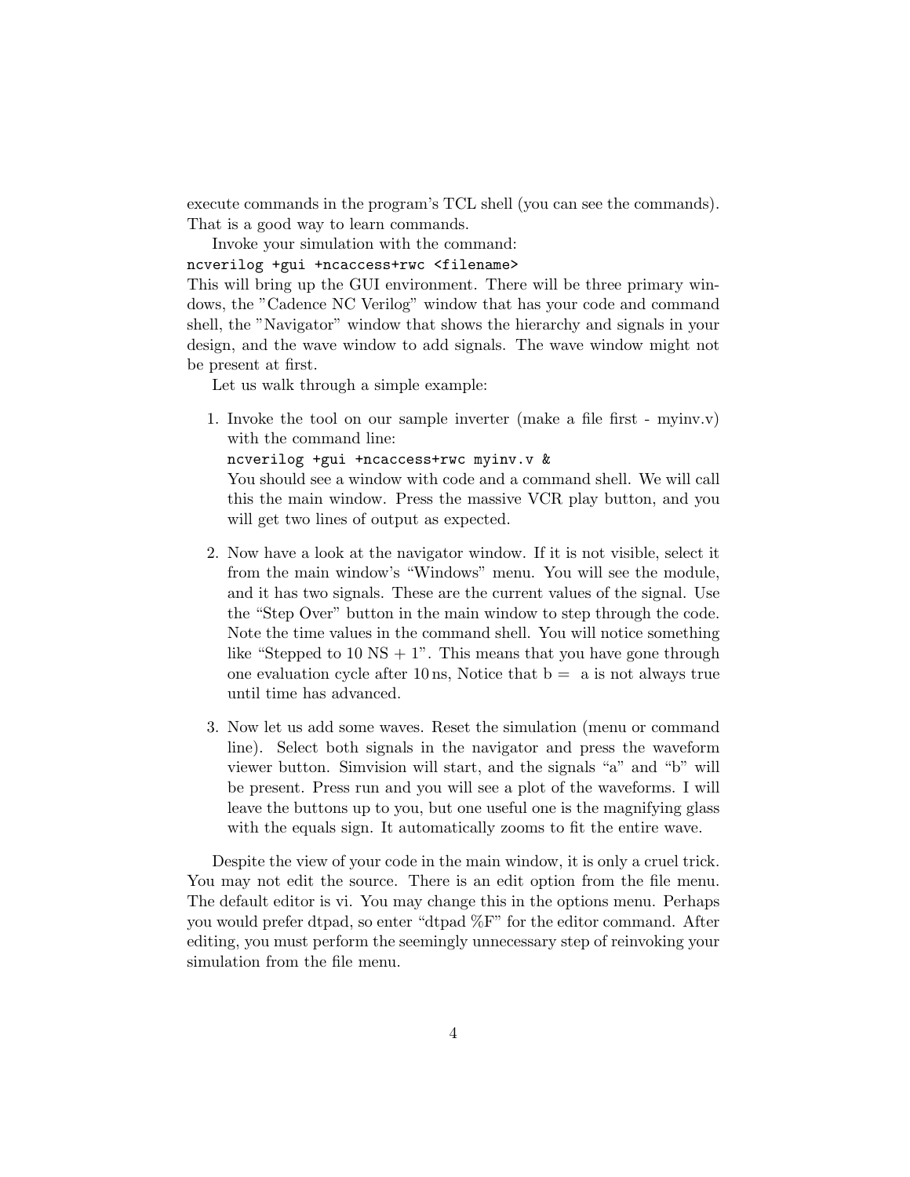execute commands in the program's TCL shell (you can see the commands). That is a good way to learn commands.

Invoke your simulation with the command:

`ncverilog +gui +ncaccess+rwc <filename>`

This will bring up the GUI environment. There will be three primary windows, the "Cadence NC Verilog" window that has your code and command shell, the "Navigator" window that shows the hierarchy and signals in your design, and the wave window to add signals. The wave window might not be present at first.

Let us walk through a simple example:

1. Invoke the tool on our sample inverter (make a file first - myinv.v) with the command line:
   `ncverilog +gui +ncaccess+rwc myinv.v &`
   You should see a window with code and a command shell. We will call this the main window. Press the massive VCR play button, and you will get two lines of output as expected.

2. Now have a look at the navigator window. If it is not visible, select it from the main window's "Windows" menu. You will see the module, and it has two signals. These are the current values of the signal. Use the "Step Over" button in the main window to step through the code. Note the time values in the command shell. You will notice something like "Stepped to 10 NS + 1". This means that you have gone through one evaluation cycle after 10 ns, Notice that b = ~a is not always true until time has advanced.

3. Now let us add some waves. Reset the simulation (menu or command line). Select both signals in the navigator and press the waveform viewer button. Simvision will start, and the signals "a" and "b" will be present. Press run and you will see a plot of the waveforms. I will leave the buttons up to you, but one useful one is the magnifying glass with the equals sign. It automatically zooms to fit the entire wave.

Despite the view of your code in the main window, it is only a cruel trick. You may not edit the source. There is an edit option from the file menu. The default editor is vi. You may change this in the options menu. Perhaps you would prefer dtpad, so enter "dtpad %F" for the editor command. After editing, you must perform the seemingly unnecessary step of reinvoking your simulation from the file menu.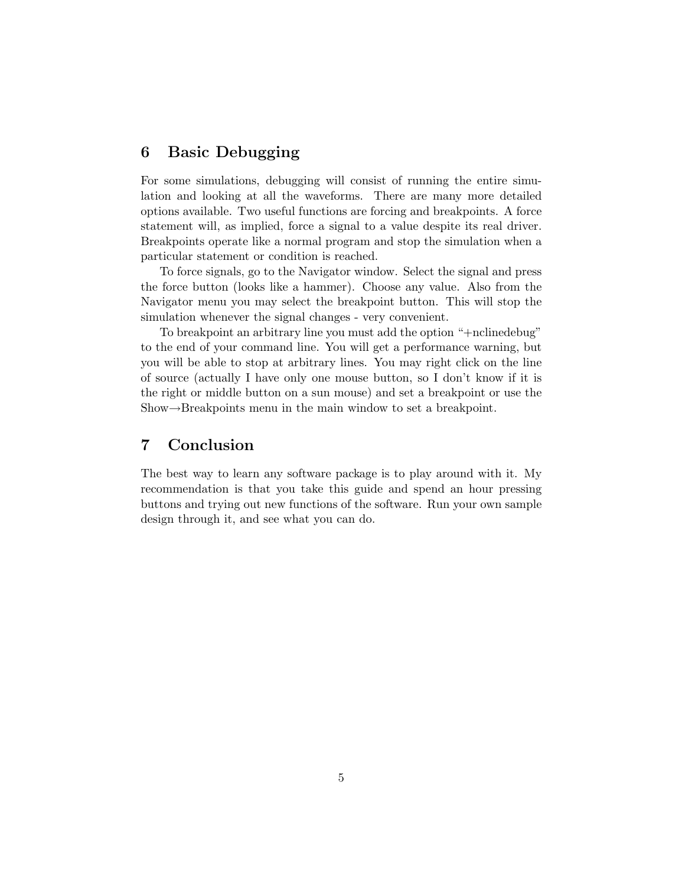## 6 Basic Debugging

For some simulations, debugging will consist of running the entire simulation and looking at all the waveforms. There are many more detailed options available. Two useful functions are forcing and breakpoints. A force statement will, as implied, force a signal to a value despite its real driver. Breakpoints operate like a normal program and stop the simulation when a particular statement or condition is reached.

To force signals, go to the Navigator window. Select the signal and press the force button (looks like a hammer). Choose any value. Also from the Navigator menu you may select the breakpoint button. This will stop the simulation whenever the signal changes - very convenient.

To breakpoint an arbitrary line you must add the option "+nclinedebug" to the end of your command line. You will get a performance warning, but you will be able to stop at arbitrary lines. You may right click on the line of source (actually I have only one mouse button, so I don't know if it is the right or middle button on a sun mouse) and set a breakpoint or use the Show→Breakpoints menu in the main window to set a breakpoint.

## 7 Conclusion

The best way to learn any software package is to play around with it. My recommendation is that you take this guide and spend an hour pressing buttons and trying out new functions of the software. Run your own sample design through it, and see what you can do.